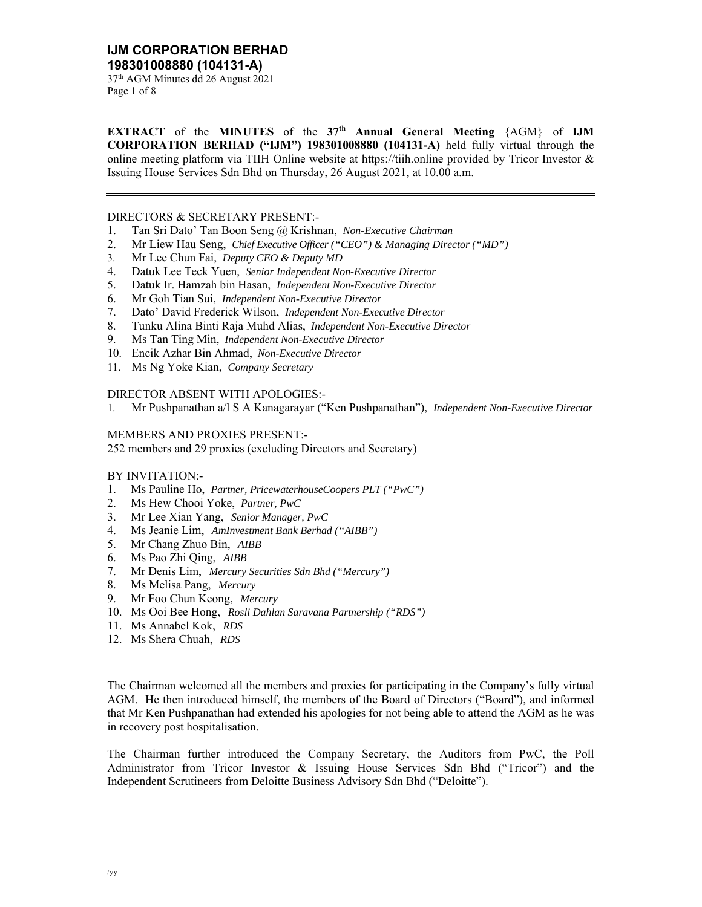# IJM CORPORATION BERHAD
## 198301008880 (104131-A)

**EXTRACT** of the **MINUTES** of the **37th Annual General Meeting** {AGM} of **IJM CORPORATION BERHAD ("IJM") 198301008880 (104131-A)** held fully virtual through the online meeting platform via TIIH Online website at https://tiih.online provided by Tricor Investor & Issuing House Services Sdn Bhd on Thursday, 26 August 2021, at 10.00 a.m.

---

DIRECTORS & SECRETARY PRESENT:-

1. Tan Sri Dato' Tan Boon Seng @ Krishnan, *Non-Executive Chairman*
2. Mr Liew Hau Seng, *Chief Executive Officer ("CEO") & Managing Director ("MD")*
3. Mr Lee Chun Fai, *Deputy CEO & Deputy MD*
4. Datuk Lee Teck Yuen, *Senior Independent Non-Executive Director*
5. Datuk Ir. Hamzah bin Hasan, *Independent Non-Executive Director*
6. Mr Goh Tian Sui, *Independent Non-Executive Director*
7. Dato' David Frederick Wilson, *Independent Non-Executive Director*
8. Tunku Alina Binti Raja Muhd Alias, *Independent Non-Executive Director*
9. Ms Tan Ting Min, *Independent Non-Executive Director*
10. Encik Azhar Bin Ahmad, *Non-Executive Director*
11. Ms Ng Yoke Kian, *Company Secretary*

DIRECTOR ABSENT WITH APOLOGIES:-

1. Mr Pushpanathan a/l S A Kanagarayar ("Ken Pushpanathan"), *Independent Non-Executive Director*

MEMBERS AND PROXIES PRESENT:-

252 members and 29 proxies (excluding Directors and Secretary)

BY INVITATION:-

1. Ms Pauline Ho, *Partner, PricewaterhouseCoopers PLT ("PwC")*
2. Ms Hew Chooi Yoke, *Partner, PwC*
3. Mr Lee Xian Yang, *Senior Manager, PwC*
4. Ms Jeanie Lim, *AmInvestment Bank Berhad ("AIBB")*
5. Mr Chang Zhuo Bin, *AIBB*
6. Ms Pao Zhi Qing, *AIBB*
7. Mr Denis Lim, *Mercury Securities Sdn Bhd ("Mercury")*
8. Ms Melisa Pang, *Mercury*
9. Mr Foo Chun Keong, *Mercury*
10. Ms Ooi Bee Hong, *Rosli Dahlan Saravana Partnership ("RDS")*
11. Ms Annabel Kok, *RDS*
12. Ms Shera Chuah, *RDS*

---

The Chairman welcomed all the members and proxies for participating in the Company's fully virtual AGM. He then introduced himself, the members of the Board of Directors ("Board"), and informed that Mr Ken Pushpanathan had extended his apologies for not being able to attend the AGM as he was in recovery post hospitalisation.

The Chairman further introduced the Company Secretary, the Auditors from PwC, the Poll Administrator from Tricor Investor & Issuing House Services Sdn Bhd ("Tricor") and the Independent Scrutineers from Deloitte Business Advisory Sdn Bhd ("Deloitte").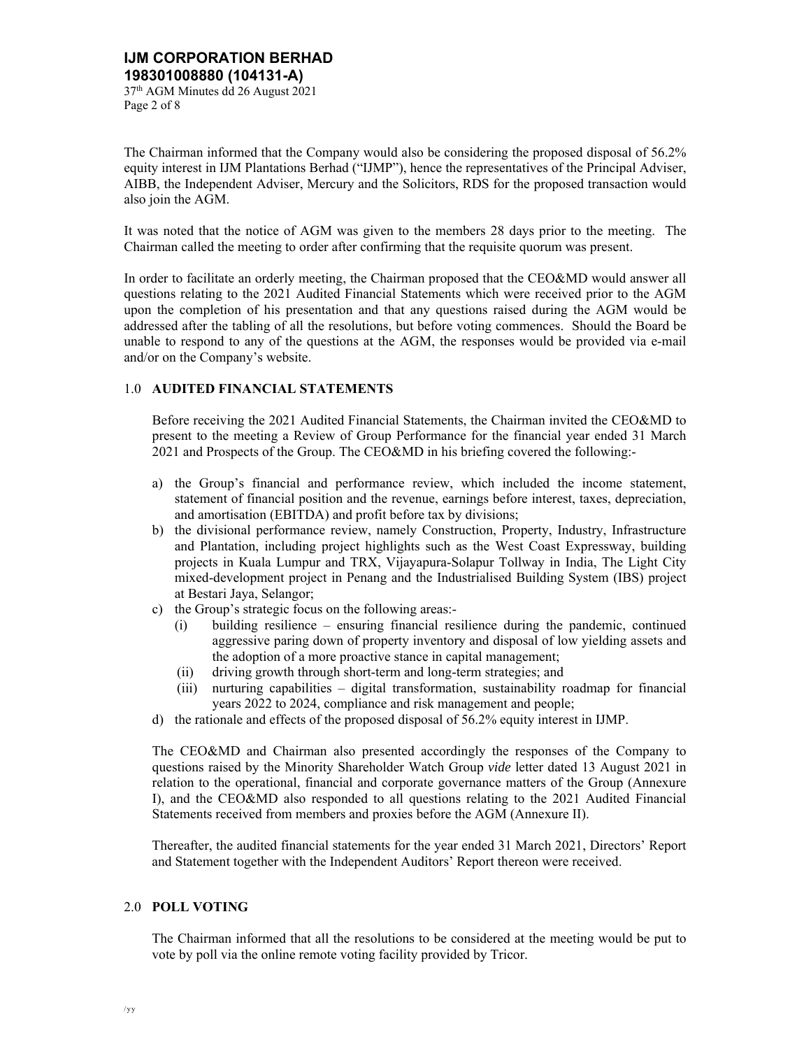The Chairman informed that the Company would also be considering the proposed disposal of 56.2% equity interest in IJM Plantations Berhad ("IJMP"), hence the representatives of the Principal Adviser, AIBB, the Independent Adviser, Mercury and the Solicitors, RDS for the proposed transaction would also join the AGM.

It was noted that the notice of AGM was given to the members 28 days prior to the meeting. The Chairman called the meeting to order after confirming that the requisite quorum was present.

In order to facilitate an orderly meeting, the Chairman proposed that the CEO&MD would answer all questions relating to the 2021 Audited Financial Statements which were received prior to the AGM upon the completion of his presentation and that any questions raised during the AGM would be addressed after the tabling of all the resolutions, but before voting commences. Should the Board be unable to respond to any of the questions at the AGM, the responses would be provided via e-mail and/or on the Company's website.

## 1.0 AUDITED FINANCIAL STATEMENTS

Before receiving the 2021 Audited Financial Statements, the Chairman invited the CEO&MD to present to the meeting a Review of Group Performance for the financial year ended 31 March 2021 and Prospects of the Group. The CEO&MD in his briefing covered the following:-

a) the Group's financial and performance review, which included the income statement, statement of financial position and the revenue, earnings before interest, taxes, depreciation, and amortisation (EBITDA) and profit before tax by divisions;
b) the divisional performance review, namely Construction, Property, Industry, Infrastructure and Plantation, including project highlights such as the West Coast Expressway, building projects in Kuala Lumpur and TRX, Vijayapura-Solapur Tollway in India, The Light City mixed-development project in Penang and the Industrialised Building System (IBS) project at Bestari Jaya, Selangor;
c) the Group's strategic focus on the following areas:-
   (i) building resilience – ensuring financial resilience during the pandemic, continued aggressive paring down of property inventory and disposal of low yielding assets and the adoption of a more proactive stance in capital management;
   (ii) driving growth through short-term and long-term strategies; and
   (iii) nurturing capabilities – digital transformation, sustainability roadmap for financial years 2022 to 2024, compliance and risk management and people;
d) the rationale and effects of the proposed disposal of 56.2% equity interest in IJMP.

The CEO&MD and Chairman also presented accordingly the responses of the Company to questions raised by the Minority Shareholder Watch Group *vide* letter dated 13 August 2021 in relation to the operational, financial and corporate governance matters of the Group (Annexure I), and the CEO&MD also responded to all questions relating to the 2021 Audited Financial Statements received from members and proxies before the AGM (Annexure II).

Thereafter, the audited financial statements for the year ended 31 March 2021, Directors' Report and Statement together with the Independent Auditors' Report thereon were received.

## 2.0 POLL VOTING

The Chairman informed that all the resolutions to be considered at the meeting would be put to vote by poll via the online remote voting facility provided by Tricor.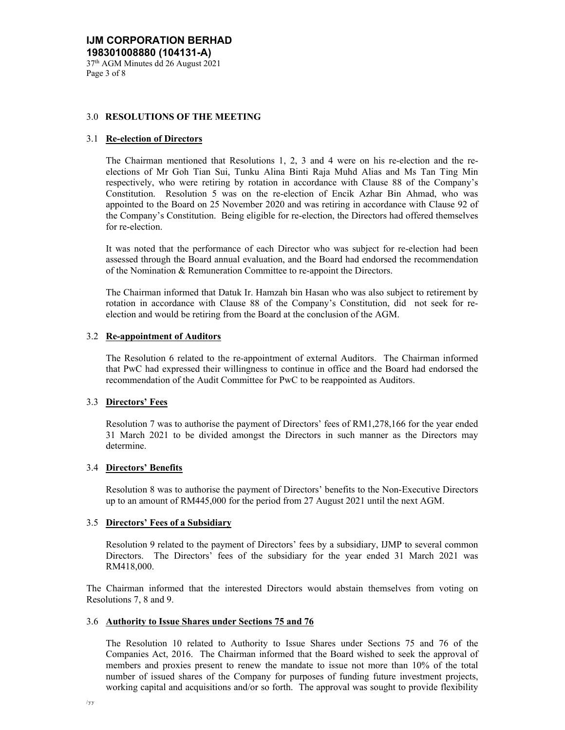## 3.0 RESOLUTIONS OF THE MEETING

### 3.1 Re-election of Directors

The Chairman mentioned that Resolutions 1, 2, 3 and 4 were on his re-election and the re-elections of Mr Goh Tian Sui, Tunku Alina Binti Raja Muhd Alias and Ms Tan Ting Min respectively, who were retiring by rotation in accordance with Clause 88 of the Company's Constitution. Resolution 5 was on the re-election of Encik Azhar Bin Ahmad, who was appointed to the Board on 25 November 2020 and was retiring in accordance with Clause 92 of the Company's Constitution. Being eligible for re-election, the Directors had offered themselves for re-election.

It was noted that the performance of each Director who was subject for re-election had been assessed through the Board annual evaluation, and the Board had endorsed the recommendation of the Nomination & Remuneration Committee to re-appoint the Directors.

The Chairman informed that Datuk Ir. Hamzah bin Hasan who was also subject to retirement by rotation in accordance with Clause 88 of the Company's Constitution, did not seek for re-election and would be retiring from the Board at the conclusion of the AGM.

### 3.2 Re-appointment of Auditors

The Resolution 6 related to the re-appointment of external Auditors. The Chairman informed that PwC had expressed their willingness to continue in office and the Board had endorsed the recommendation of the Audit Committee for PwC to be reappointed as Auditors.

### 3.3 Directors' Fees

Resolution 7 was to authorise the payment of Directors' fees of RM1,278,166 for the year ended 31 March 2021 to be divided amongst the Directors in such manner as the Directors may determine.

### 3.4 Directors' Benefits

Resolution 8 was to authorise the payment of Directors' benefits to the Non-Executive Directors up to an amount of RM445,000 for the period from 27 August 2021 until the next AGM.

### 3.5 Directors' Fees of a Subsidiary

Resolution 9 related to the payment of Directors' fees by a subsidiary, IJMP to several common Directors. The Directors' fees of the subsidiary for the year ended 31 March 2021 was RM418,000.

The Chairman informed that the interested Directors would abstain themselves from voting on Resolutions 7, 8 and 9.

### 3.6 Authority to Issue Shares under Sections 75 and 76

The Resolution 10 related to Authority to Issue Shares under Sections 75 and 76 of the Companies Act, 2016. The Chairman informed that the Board wished to seek the approval of members and proxies present to renew the mandate to issue not more than 10% of the total number of issued shares of the Company for purposes of funding future investment projects, working capital and acquisitions and/or so forth. The approval was sought to provide flexibility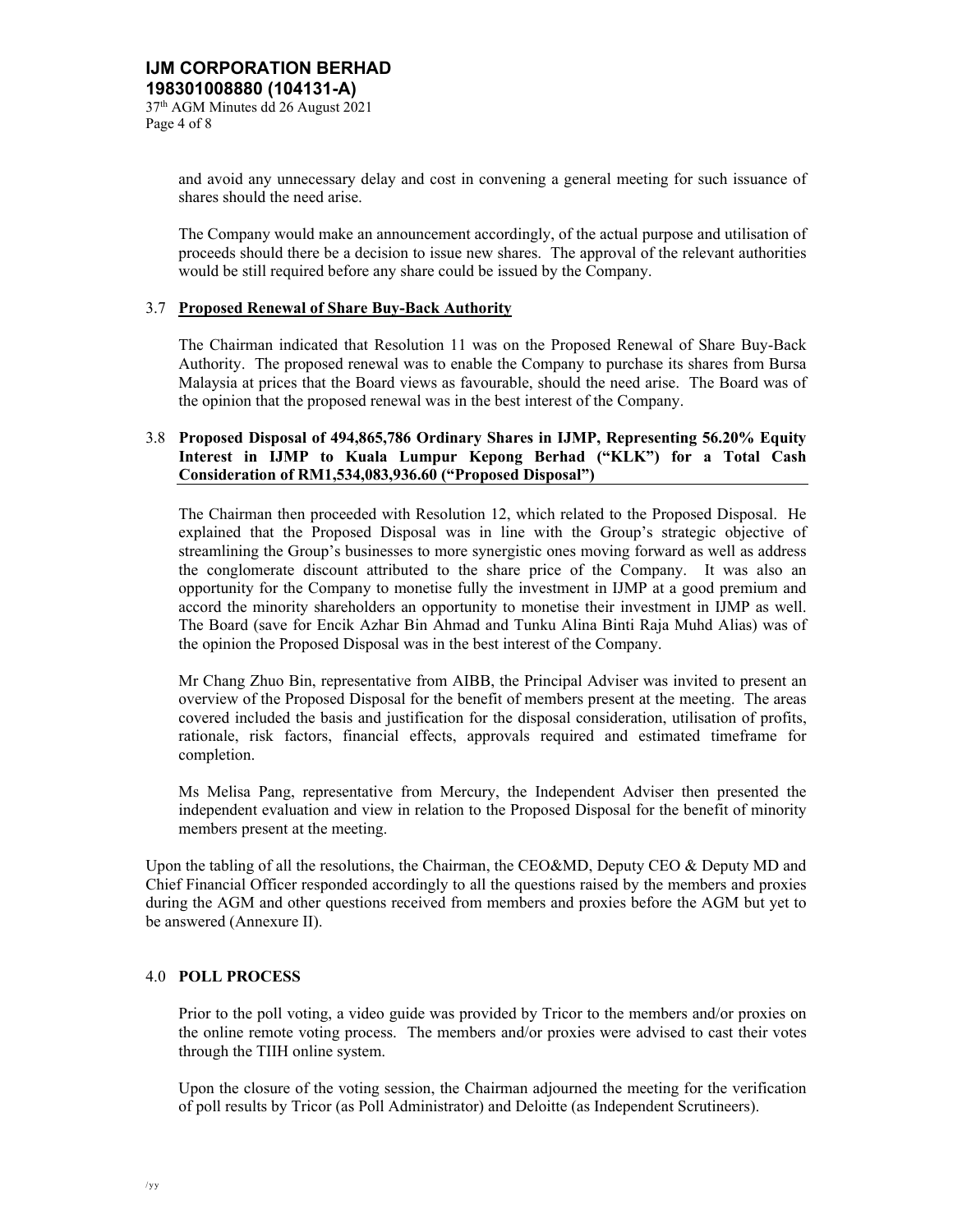and avoid any unnecessary delay and cost in convening a general meeting for such issuance of shares should the need arise.

The Company would make an announcement accordingly, of the actual purpose and utilisation of proceeds should there be a decision to issue new shares. The approval of the relevant authorities would be still required before any share could be issued by the Company.

### 3.7 Proposed Renewal of Share Buy-Back Authority

The Chairman indicated that Resolution 11 was on the Proposed Renewal of Share Buy-Back Authority. The proposed renewal was to enable the Company to purchase its shares from Bursa Malaysia at prices that the Board views as favourable, should the need arise. The Board was of the opinion that the proposed renewal was in the best interest of the Company.

### 3.8 Proposed Disposal of 494,865,786 Ordinary Shares in IJMP, Representing 56.20% Equity Interest in IJMP to Kuala Lumpur Kepong Berhad ("KLK") for a Total Cash Consideration of RM1,534,083,936.60 ("Proposed Disposal")

The Chairman then proceeded with Resolution 12, which related to the Proposed Disposal. He explained that the Proposed Disposal was in line with the Group's strategic objective of streamlining the Group's businesses to more synergistic ones moving forward as well as address the conglomerate discount attributed to the share price of the Company. It was also an opportunity for the Company to monetise fully the investment in IJMP at a good premium and accord the minority shareholders an opportunity to monetise their investment in IJMP as well. The Board (save for Encik Azhar Bin Ahmad and Tunku Alina Binti Raja Muhd Alias) was of the opinion the Proposed Disposal was in the best interest of the Company.

Mr Chang Zhuo Bin, representative from AIBB, the Principal Adviser was invited to present an overview of the Proposed Disposal for the benefit of members present at the meeting. The areas covered included the basis and justification for the disposal consideration, utilisation of profits, rationale, risk factors, financial effects, approvals required and estimated timeframe for completion.

Ms Melisa Pang, representative from Mercury, the Independent Adviser then presented the independent evaluation and view in relation to the Proposed Disposal for the benefit of minority members present at the meeting.

Upon the tabling of all the resolutions, the Chairman, the CEO&MD, Deputy CEO & Deputy MD and Chief Financial Officer responded accordingly to all the questions raised by the members and proxies during the AGM and other questions received from members and proxies before the AGM but yet to be answered (Annexure II).

## 4.0 POLL PROCESS

Prior to the poll voting, a video guide was provided by Tricor to the members and/or proxies on the online remote voting process. The members and/or proxies were advised to cast their votes through the TIIH online system.

Upon the closure of the voting session, the Chairman adjourned the meeting for the verification of poll results by Tricor (as Poll Administrator) and Deloitte (as Independent Scrutineers).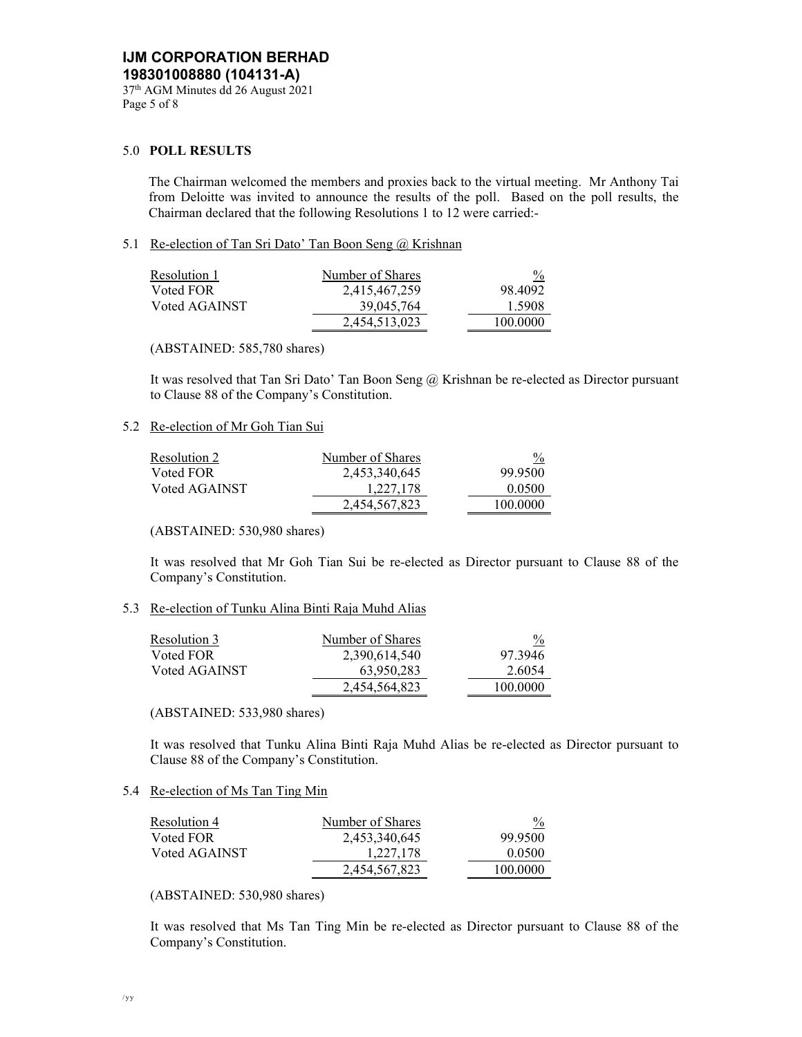## 5.0 POLL RESULTS

The Chairman welcomed the members and proxies back to the virtual meeting. Mr Anthony Tai from Deloitte was invited to announce the results of the poll. Based on the poll results, the Chairman declared that the following Resolutions 1 to 12 were carried:-

### 5.1 Re-election of Tan Sri Dato' Tan Boon Seng @ Krishnan

| Resolution 1 | Number of Shares | % |
|---|---|---|
| Voted FOR | 2,415,467,259 | 98.4092 |
| Voted AGAINST | 39,045,764 | 1.5908 |
| | 2,454,513,023 | 100.0000 |

(ABSTAINED: 585,780 shares)

It was resolved that Tan Sri Dato' Tan Boon Seng @ Krishnan be re-elected as Director pursuant to Clause 88 of the Company's Constitution.

### 5.2 Re-election of Mr Goh Tian Sui

| Resolution 2 | Number of Shares | % |
|---|---|---|
| Voted FOR | 2,453,340,645 | 99.9500 |
| Voted AGAINST | 1,227,178 | 0.0500 |
| | 2,454,567,823 | 100.0000 |

(ABSTAINED: 530,980 shares)

It was resolved that Mr Goh Tian Sui be re-elected as Director pursuant to Clause 88 of the Company's Constitution.

### 5.3 Re-election of Tunku Alina Binti Raja Muhd Alias

| Resolution 3 | Number of Shares | % |
|---|---|---|
| Voted FOR | 2,390,614,540 | 97.3946 |
| Voted AGAINST | 63,950,283 | 2.6054 |
| | 2,454,564,823 | 100.0000 |

(ABSTAINED: 533,980 shares)

It was resolved that Tunku Alina Binti Raja Muhd Alias be re-elected as Director pursuant to Clause 88 of the Company's Constitution.

### 5.4 Re-election of Ms Tan Ting Min

| Resolution 4 | Number of Shares | % |
|---|---|---|
| Voted FOR | 2,453,340,645 | 99.9500 |
| Voted AGAINST | 1,227,178 | 0.0500 |
| | 2,454,567,823 | 100.0000 |

(ABSTAINED: 530,980 shares)

It was resolved that Ms Tan Ting Min be re-elected as Director pursuant to Clause 88 of the Company's Constitution.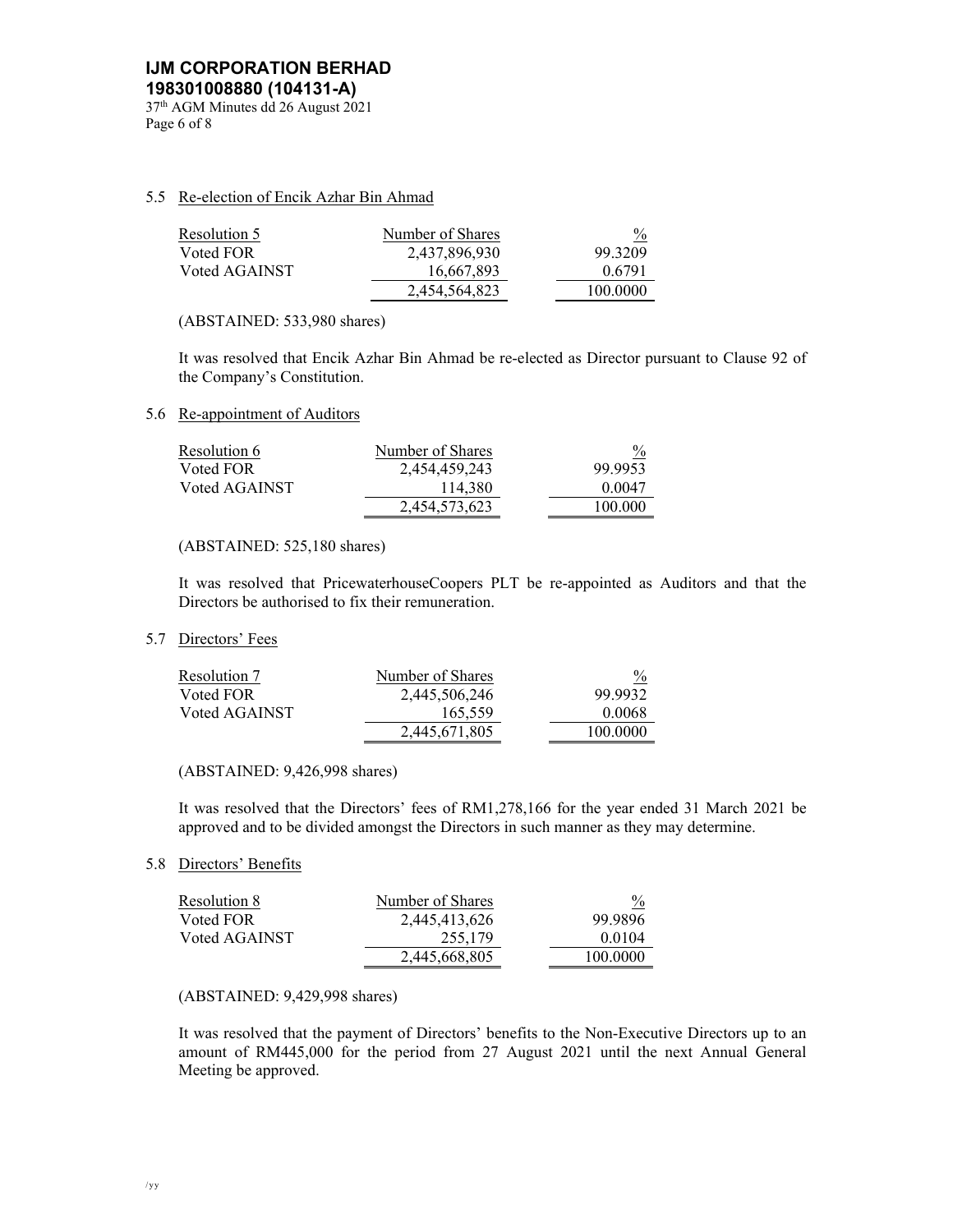5.5 Re-election of Encik Azhar Bin Ahmad

| Resolution 5 | Number of Shares | % |
|---|---|---|
| Voted FOR | 2,437,896,930 | 99.3209 |
| Voted AGAINST | 16,667,893 | 0.6791 |
| | 2,454,564,823 | 100.0000 |

(ABSTAINED: 533,980 shares)

It was resolved that Encik Azhar Bin Ahmad be re-elected as Director pursuant to Clause 92 of the Company's Constitution.

5.6 Re-appointment of Auditors

| Resolution 6 | Number of Shares | % |
|---|---|---|
| Voted FOR | 2,454,459,243 | 99.9953 |
| Voted AGAINST | 114,380 | 0.0047 |
| | 2,454,573,623 | 100.000 |

(ABSTAINED: 525,180 shares)

It was resolved that PricewaterhouseCoopers PLT be re-appointed as Auditors and that the Directors be authorised to fix their remuneration.

5.7 Directors' Fees

| Resolution 7 | Number of Shares | % |
|---|---|---|
| Voted FOR | 2,445,506,246 | 99.9932 |
| Voted AGAINST | 165,559 | 0.0068 |
| | 2,445,671,805 | 100.0000 |

(ABSTAINED: 9,426,998 shares)

It was resolved that the Directors' fees of RM1,278,166 for the year ended 31 March 2021 be approved and to be divided amongst the Directors in such manner as they may determine.

5.8 Directors' Benefits

| Resolution 8 | Number of Shares | % |
|---|---|---|
| Voted FOR | 2,445,413,626 | 99.9896 |
| Voted AGAINST | 255,179 | 0.0104 |
| | 2,445,668,805 | 100.0000 |

(ABSTAINED: 9,429,998 shares)

It was resolved that the payment of Directors' benefits to the Non-Executive Directors up to an amount of RM445,000 for the period from 27 August 2021 until the next Annual General Meeting be approved.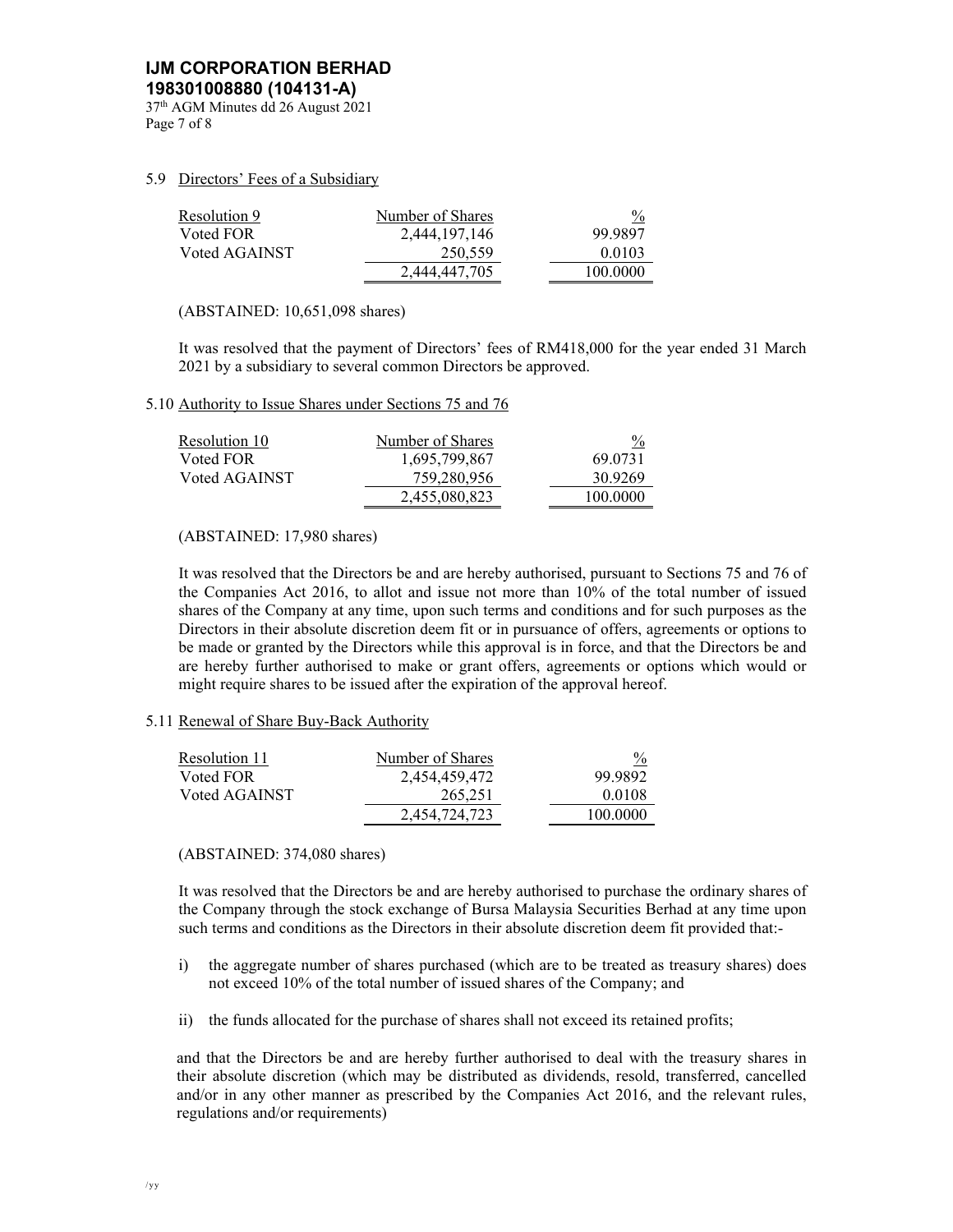### 5.9 Directors' Fees of a Subsidiary

| Resolution 9 | Number of Shares | % |
|---|---|---|
| Voted FOR | 2,444,197,146 | 99.9897 |
| Voted AGAINST | 250,559 | 0.0103 |
| | 2,444,447,705 | 100.0000 |

(ABSTAINED: 10,651,098 shares)

It was resolved that the payment of Directors' fees of RM418,000 for the year ended 31 March 2021 by a subsidiary to several common Directors be approved.

### 5.10 Authority to Issue Shares under Sections 75 and 76

| Resolution 10 | Number of Shares | % |
|---|---|---|
| Voted FOR | 1,695,799,867 | 69.0731 |
| Voted AGAINST | 759,280,956 | 30.9269 |
| | 2,455,080,823 | 100.0000 |

(ABSTAINED: 17,980 shares)

It was resolved that the Directors be and are hereby authorised, pursuant to Sections 75 and 76 of the Companies Act 2016, to allot and issue not more than 10% of the total number of issued shares of the Company at any time, upon such terms and conditions and for such purposes as the Directors in their absolute discretion deem fit or in pursuance of offers, agreements or options to be made or granted by the Directors while this approval is in force, and that the Directors be and are hereby further authorised to make or grant offers, agreements or options which would or might require shares to be issued after the expiration of the approval hereof.

### 5.11 Renewal of Share Buy-Back Authority

| Resolution 11 | Number of Shares | % |
|---|---|---|
| Voted FOR | 2,454,459,472 | 99.9892 |
| Voted AGAINST | 265,251 | 0.0108 |
| | 2,454,724,723 | 100.0000 |

(ABSTAINED: 374,080 shares)

It was resolved that the Directors be and are hereby authorised to purchase the ordinary shares of the Company through the stock exchange of Bursa Malaysia Securities Berhad at any time upon such terms and conditions as the Directors in their absolute discretion deem fit provided that:-

i) the aggregate number of shares purchased (which are to be treated as treasury shares) does not exceed 10% of the total number of issued shares of the Company; and

ii) the funds allocated for the purchase of shares shall not exceed its retained profits;

and that the Directors be and are hereby further authorised to deal with the treasury shares in their absolute discretion (which may be distributed as dividends, resold, transferred, cancelled and/or in any other manner as prescribed by the Companies Act 2016, and the relevant rules, regulations and/or requirements)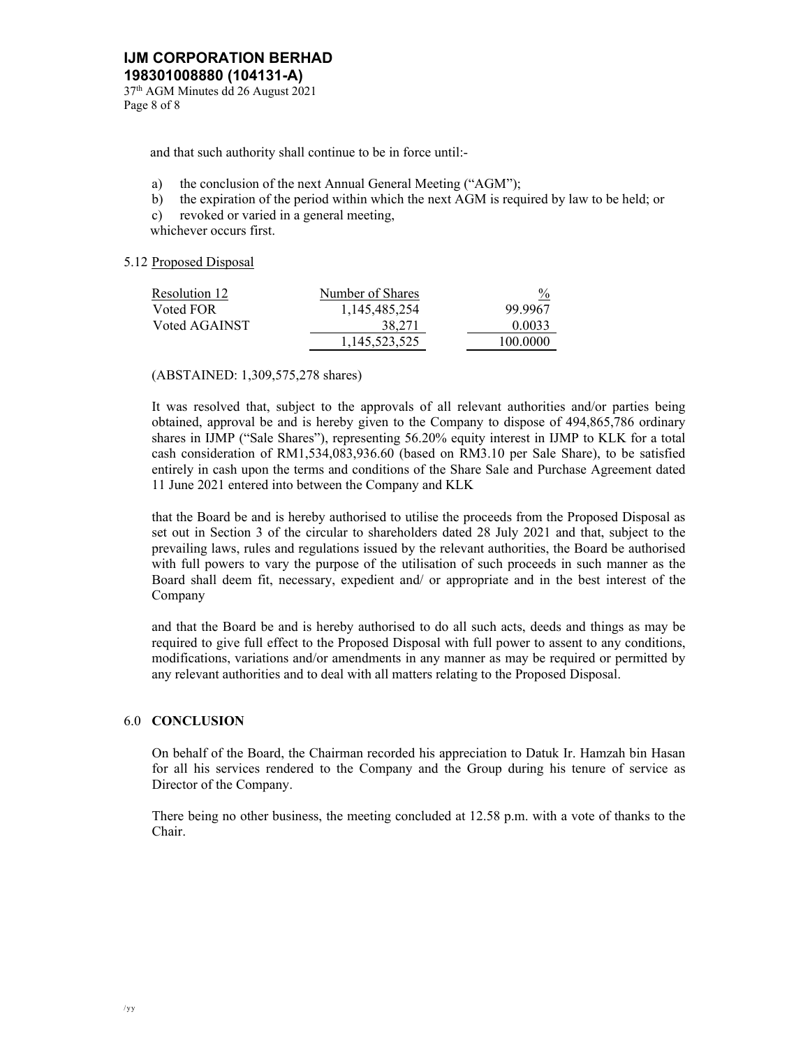and that such authority shall continue to be in force until:-

a) the conclusion of the next Annual General Meeting ("AGM");
b) the expiration of the period within which the next AGM is required by law to be held; or
c) revoked or varied in a general meeting,

whichever occurs first.

5.12 Proposed Disposal

| Resolution 12 | Number of Shares | % |
|---|---|---|
| Voted FOR | 1,145,485,254 | 99.9967 |
| Voted AGAINST | 38,271 | 0.0033 |
| | 1,145,523,525 | 100.0000 |

(ABSTAINED: 1,309,575,278 shares)

It was resolved that, subject to the approvals of all relevant authorities and/or parties being obtained, approval be and is hereby given to the Company to dispose of 494,865,786 ordinary shares in IJMP ("Sale Shares"), representing 56.20% equity interest in IJMP to KLK for a total cash consideration of RM1,534,083,936.60 (based on RM3.10 per Sale Share), to be satisfied entirely in cash upon the terms and conditions of the Share Sale and Purchase Agreement dated 11 June 2021 entered into between the Company and KLK

that the Board be and is hereby authorised to utilise the proceeds from the Proposed Disposal as set out in Section 3 of the circular to shareholders dated 28 July 2021 and that, subject to the prevailing laws, rules and regulations issued by the relevant authorities, the Board be authorised with full powers to vary the purpose of the utilisation of such proceeds in such manner as the Board shall deem fit, necessary, expedient and/ or appropriate and in the best interest of the Company

and that the Board be and is hereby authorised to do all such acts, deeds and things as may be required to give full effect to the Proposed Disposal with full power to assent to any conditions, modifications, variations and/or amendments in any manner as may be required or permitted by any relevant authorities and to deal with all matters relating to the Proposed Disposal.

## 6.0 CONCLUSION

On behalf of the Board, the Chairman recorded his appreciation to Datuk Ir. Hamzah bin Hasan for all his services rendered to the Company and the Group during his tenure of service as Director of the Company.

There being no other business, the meeting concluded at 12.58 p.m. with a vote of thanks to the Chair.

/yy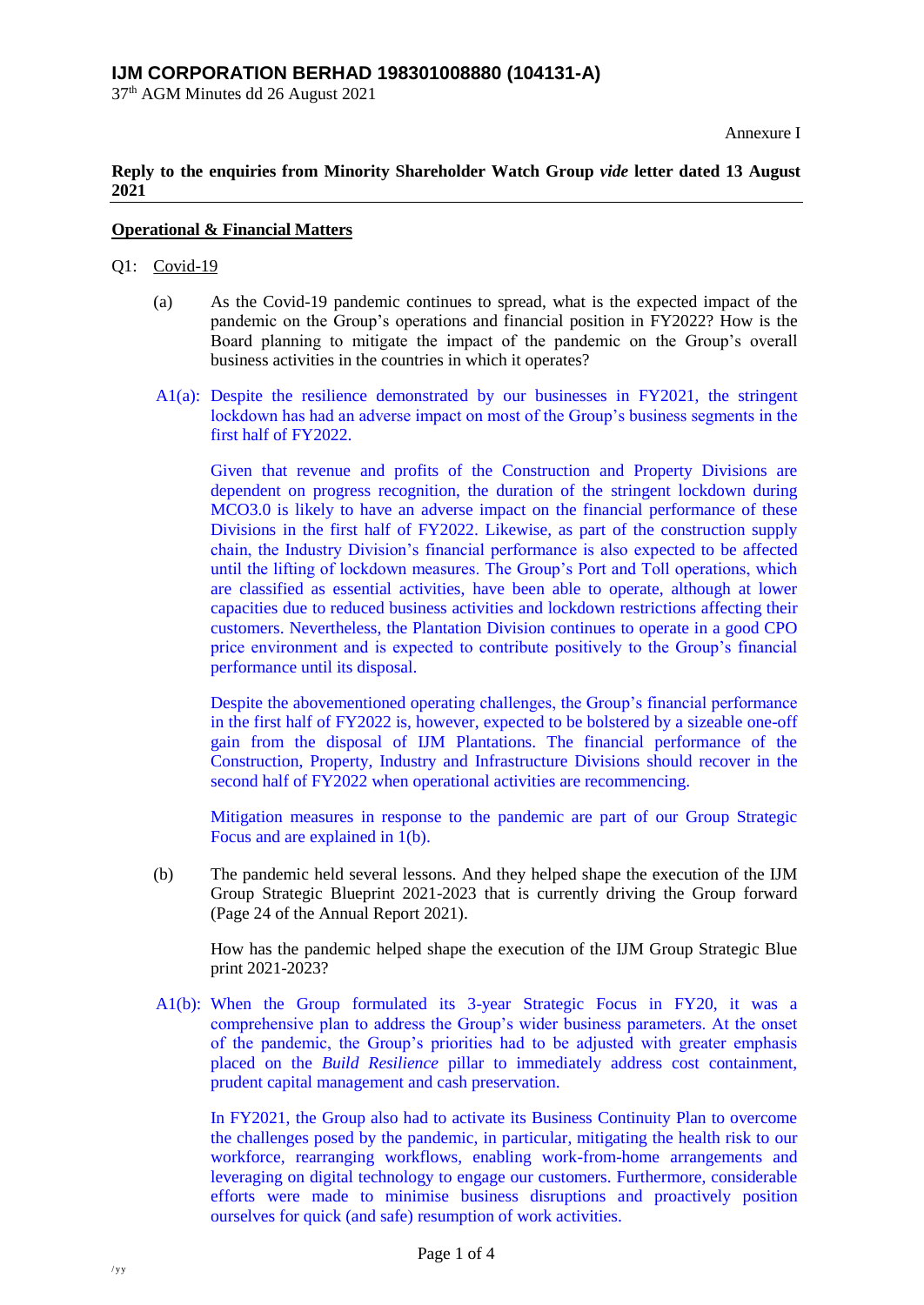Annexure I

**Reply to the enquiries from Minority Shareholder Watch Group *vide* letter dated 13 August 2021**

**Operational & Financial Matters**

Q1: Covid-19

(a) As the Covid-19 pandemic continues to spread, what is the expected impact of the pandemic on the Group's operations and financial position in FY2022? How is the Board planning to mitigate the impact of the pandemic on the Group's overall business activities in the countries in which it operates?

A1(a): Despite the resilience demonstrated by our businesses in FY2021, the stringent lockdown has had an adverse impact on most of the Group's business segments in the first half of FY2022.

Given that revenue and profits of the Construction and Property Divisions are dependent on progress recognition, the duration of the stringent lockdown during MCO3.0 is likely to have an adverse impact on the financial performance of these Divisions in the first half of FY2022. Likewise, as part of the construction supply chain, the Industry Division's financial performance is also expected to be affected until the lifting of lockdown measures. The Group's Port and Toll operations, which are classified as essential activities, have been able to operate, although at lower capacities due to reduced business activities and lockdown restrictions affecting their customers. Nevertheless, the Plantation Division continues to operate in a good CPO price environment and is expected to contribute positively to the Group's financial performance until its disposal.

Despite the abovementioned operating challenges, the Group's financial performance in the first half of FY2022 is, however, expected to be bolstered by a sizeable one-off gain from the disposal of IJM Plantations. The financial performance of the Construction, Property, Industry and Infrastructure Divisions should recover in the second half of FY2022 when operational activities are recommencing.

Mitigation measures in response to the pandemic are part of our Group Strategic Focus and are explained in 1(b).

(b) The pandemic held several lessons. And they helped shape the execution of the IJM Group Strategic Blueprint 2021-2023 that is currently driving the Group forward (Page 24 of the Annual Report 2021).

How has the pandemic helped shape the execution of the IJM Group Strategic Blue print 2021-2023?

A1(b): When the Group formulated its 3-year Strategic Focus in FY20, it was a comprehensive plan to address the Group's wider business parameters. At the onset of the pandemic, the Group's priorities had to be adjusted with greater emphasis placed on the *Build Resilience* pillar to immediately address cost containment, prudent capital management and cash preservation.

In FY2021, the Group also had to activate its Business Continuity Plan to overcome the challenges posed by the pandemic, in particular, mitigating the health risk to our workforce, rearranging workflows, enabling work-from-home arrangements and leveraging on digital technology to engage our customers. Furthermore, considerable efforts were made to minimise business disruptions and proactively position ourselves for quick (and safe) resumption of work activities.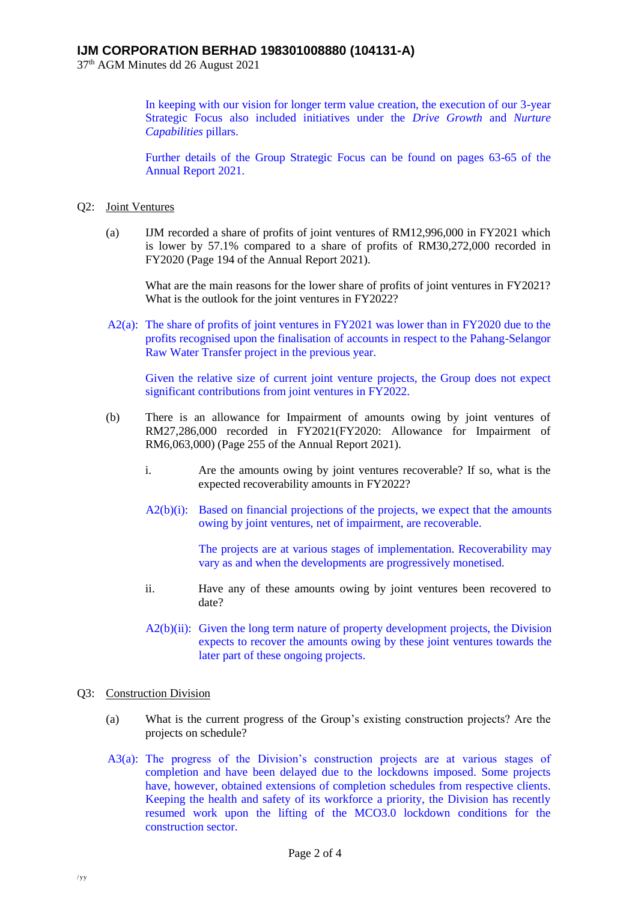In keeping with our vision for longer term value creation, the execution of our 3-year Strategic Focus also included initiatives under the *Drive Growth* and *Nurture Capabilities* pillars.

Further details of the Group Strategic Focus can be found on pages 63-65 of the Annual Report 2021.

Q2: Joint Ventures

(a) IJM recorded a share of profits of joint ventures of RM12,996,000 in FY2021 which is lower by 57.1% compared to a share of profits of RM30,272,000 recorded in FY2020 (Page 194 of the Annual Report 2021).

What are the main reasons for the lower share of profits of joint ventures in FY2021? What is the outlook for the joint ventures in FY2022?

A2(a): The share of profits of joint ventures in FY2021 was lower than in FY2020 due to the profits recognised upon the finalisation of accounts in respect to the Pahang-Selangor Raw Water Transfer project in the previous year.

Given the relative size of current joint venture projects, the Group does not expect significant contributions from joint ventures in FY2022.

(b) There is an allowance for Impairment of amounts owing by joint ventures of RM27,286,000 recorded in FY2021(FY2020: Allowance for Impairment of RM6,063,000) (Page 255 of the Annual Report 2021).

i. Are the amounts owing by joint ventures recoverable? If so, what is the expected recoverability amounts in FY2022?

A2(b)(i): Based on financial projections of the projects, we expect that the amounts owing by joint ventures, net of impairment, are recoverable.

The projects are at various stages of implementation. Recoverability may vary as and when the developments are progressively monetised.

ii. Have any of these amounts owing by joint ventures been recovered to date?

A2(b)(ii): Given the long term nature of property development projects, the Division expects to recover the amounts owing by these joint ventures towards the later part of these ongoing projects.

Q3: Construction Division

(a) What is the current progress of the Group's existing construction projects? Are the projects on schedule?

A3(a): The progress of the Division's construction projects are at various stages of completion and have been delayed due to the lockdowns imposed. Some projects have, however, obtained extensions of completion schedules from respective clients. Keeping the health and safety of its workforce a priority, the Division has recently resumed work upon the lifting of the MCO3.0 lockdown conditions for the construction sector.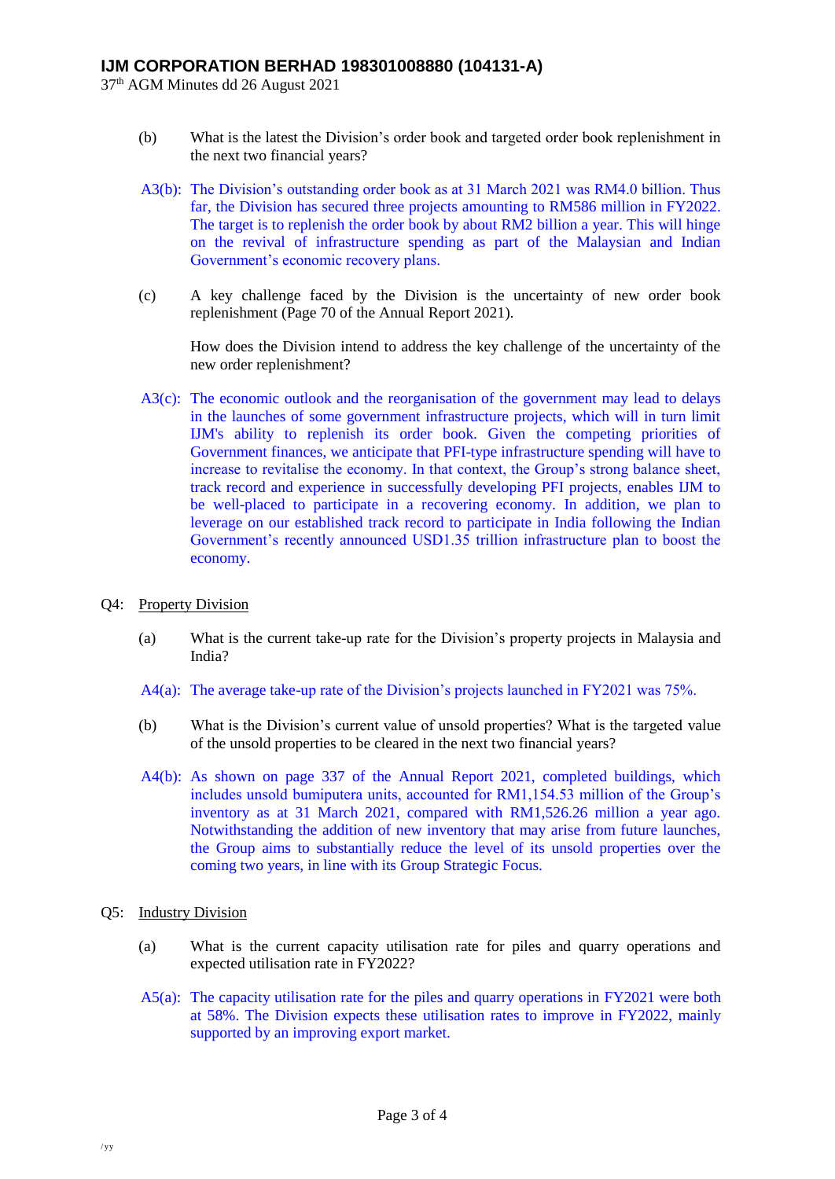(b) What is the latest the Division's order book and targeted order book replenishment in the next two financial years?

A3(b): The Division's outstanding order book as at 31 March 2021 was RM4.0 billion. Thus far, the Division has secured three projects amounting to RM586 million in FY2022. The target is to replenish the order book by about RM2 billion a year. This will hinge on the revival of infrastructure spending as part of the Malaysian and Indian Government's economic recovery plans.

(c) A key challenge faced by the Division is the uncertainty of new order book replenishment (Page 70 of the Annual Report 2021).

How does the Division intend to address the key challenge of the uncertainty of the new order replenishment?

A3(c): The economic outlook and the reorganisation of the government may lead to delays in the launches of some government infrastructure projects, which will in turn limit IJM's ability to replenish its order book. Given the competing priorities of Government finances, we anticipate that PFI-type infrastructure spending will have to increase to revitalise the economy. In that context, the Group's strong balance sheet, track record and experience in successfully developing PFI projects, enables IJM to be well-placed to participate in a recovering economy. In addition, we plan to leverage on our established track record to participate in India following the Indian Government's recently announced USD1.35 trillion infrastructure plan to boost the economy.

Q4: Property Division

(a) What is the current take-up rate for the Division's property projects in Malaysia and India?

A4(a): The average take-up rate of the Division's projects launched in FY2021 was 75%.

(b) What is the Division's current value of unsold properties? What is the targeted value of the unsold properties to be cleared in the next two financial years?

A4(b): As shown on page 337 of the Annual Report 2021, completed buildings, which includes unsold bumiputera units, accounted for RM1,154.53 million of the Group's inventory as at 31 March 2021, compared with RM1,526.26 million a year ago. Notwithstanding the addition of new inventory that may arise from future launches, the Group aims to substantially reduce the level of its unsold properties over the coming two years, in line with its Group Strategic Focus.

Q5: Industry Division

(a) What is the current capacity utilisation rate for piles and quarry operations and expected utilisation rate in FY2022?

A5(a): The capacity utilisation rate for the piles and quarry operations in FY2021 were both at 58%. The Division expects these utilisation rates to improve in FY2022, mainly supported by an improving export market.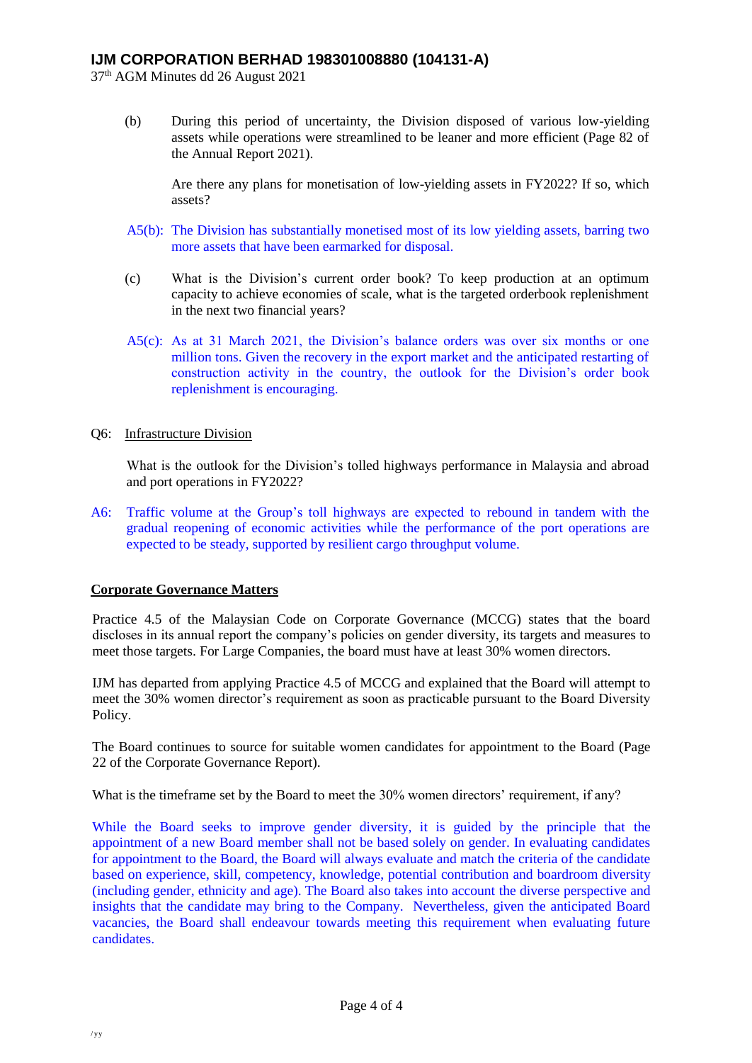(b) During this period of uncertainty, the Division disposed of various low-yielding assets while operations were streamlined to be leaner and more efficient (Page 82 of the Annual Report 2021).

Are there any plans for monetisation of low-yielding assets in FY2022? If so, which assets?

A5(b): The Division has substantially monetised most of its low yielding assets, barring two more assets that have been earmarked for disposal.

(c) What is the Division's current order book? To keep production at an optimum capacity to achieve economies of scale, what is the targeted orderbook replenishment in the next two financial years?

A5(c): As at 31 March 2021, the Division's balance orders was over six months or one million tons. Given the recovery in the export market and the anticipated restarting of construction activity in the country, the outlook for the Division's order book replenishment is encouraging.

Q6: Infrastructure Division

What is the outlook for the Division's tolled highways performance in Malaysia and abroad and port operations in FY2022?

A6: Traffic volume at the Group's toll highways are expected to rebound in tandem with the gradual reopening of economic activities while the performance of the port operations are expected to be steady, supported by resilient cargo throughput volume.

**Corporate Governance Matters**

Practice 4.5 of the Malaysian Code on Corporate Governance (MCCG) states that the board discloses in its annual report the company's policies on gender diversity, its targets and measures to meet those targets. For Large Companies, the board must have at least 30% women directors.

IJM has departed from applying Practice 4.5 of MCCG and explained that the Board will attempt to meet the 30% women director's requirement as soon as practicable pursuant to the Board Diversity Policy.

The Board continues to source for suitable women candidates for appointment to the Board (Page 22 of the Corporate Governance Report).

What is the timeframe set by the Board to meet the 30% women directors' requirement, if any?

While the Board seeks to improve gender diversity, it is guided by the principle that the appointment of a new Board member shall not be based solely on gender. In evaluating candidates for appointment to the Board, the Board will always evaluate and match the criteria of the candidate based on experience, skill, competency, knowledge, potential contribution and boardroom diversity (including gender, ethnicity and age). The Board also takes into account the diverse perspective and insights that the candidate may bring to the Company. Nevertheless, given the anticipated Board vacancies, the Board shall endeavour towards meeting this requirement when evaluating future candidates.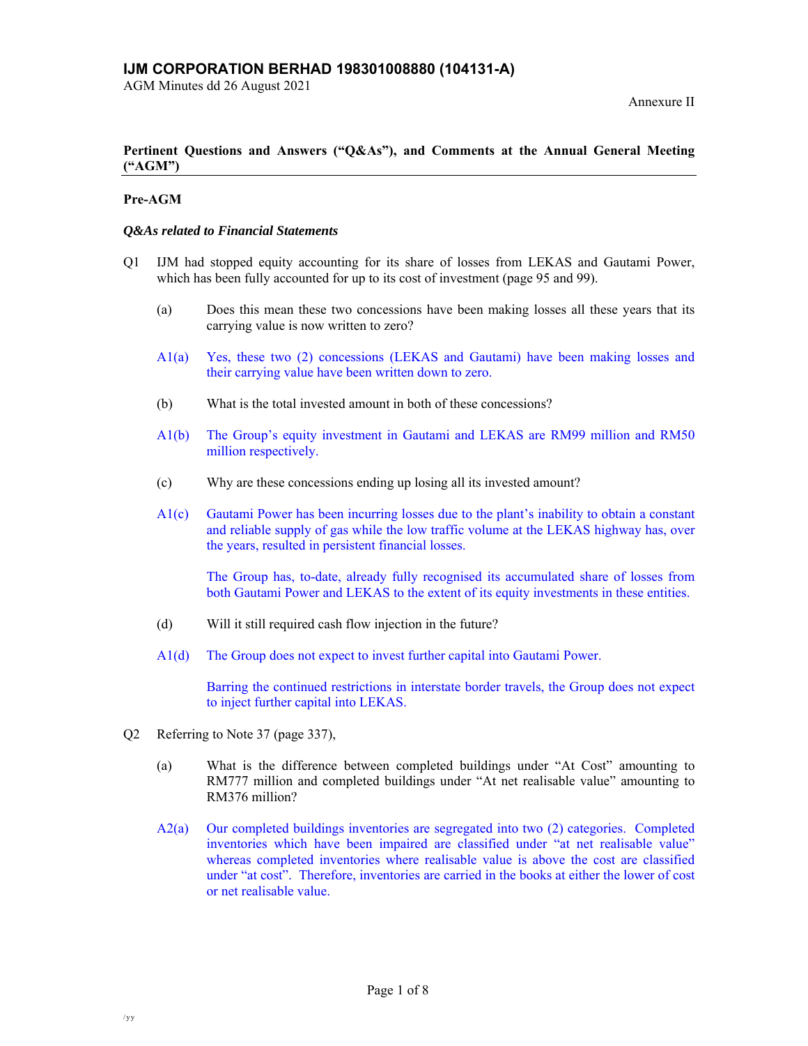**IJM CORPORATION BERHAD 198301008880 (104131-A)**
AGM Minutes dd 26 August 2021

Annexure II

**Pertinent Questions and Answers ("Q&As"), and Comments at the Annual General Meeting ("AGM")**

**Pre-AGM**

***Q&As related to Financial Statements***

Q1 IJM had stopped equity accounting for its share of losses from LEKAS and Gautami Power, which has been fully accounted for up to its cost of investment (page 95 and 99).

(a) Does this mean these two concessions have been making losses all these years that its carrying value is now written to zero?

A1(a) Yes, these two (2) concessions (LEKAS and Gautami) have been making losses and their carrying value have been written down to zero.

(b) What is the total invested amount in both of these concessions?

A1(b) The Group's equity investment in Gautami and LEKAS are RM99 million and RM50 million respectively.

(c) Why are these concessions ending up losing all its invested amount?

A1(c) Gautami Power has been incurring losses due to the plant's inability to obtain a constant and reliable supply of gas while the low traffic volume at the LEKAS highway has, over the years, resulted in persistent financial losses.

The Group has, to-date, already fully recognised its accumulated share of losses from both Gautami Power and LEKAS to the extent of its equity investments in these entities.

(d) Will it still required cash flow injection in the future?

A1(d) The Group does not expect to invest further capital into Gautami Power.

Barring the continued restrictions in interstate border travels, the Group does not expect to inject further capital into LEKAS.

Q2 Referring to Note 37 (page 337),

(a) What is the difference between completed buildings under "At Cost" amounting to RM777 million and completed buildings under "At net realisable value" amounting to RM376 million?

A2(a) Our completed buildings inventories are segregated into two (2) categories. Completed inventories which have been impaired are classified under "at net realisable value" whereas completed inventories where realisable value is above the cost are classified under "at cost". Therefore, inventories are carried in the books at either the lower of cost or net realisable value.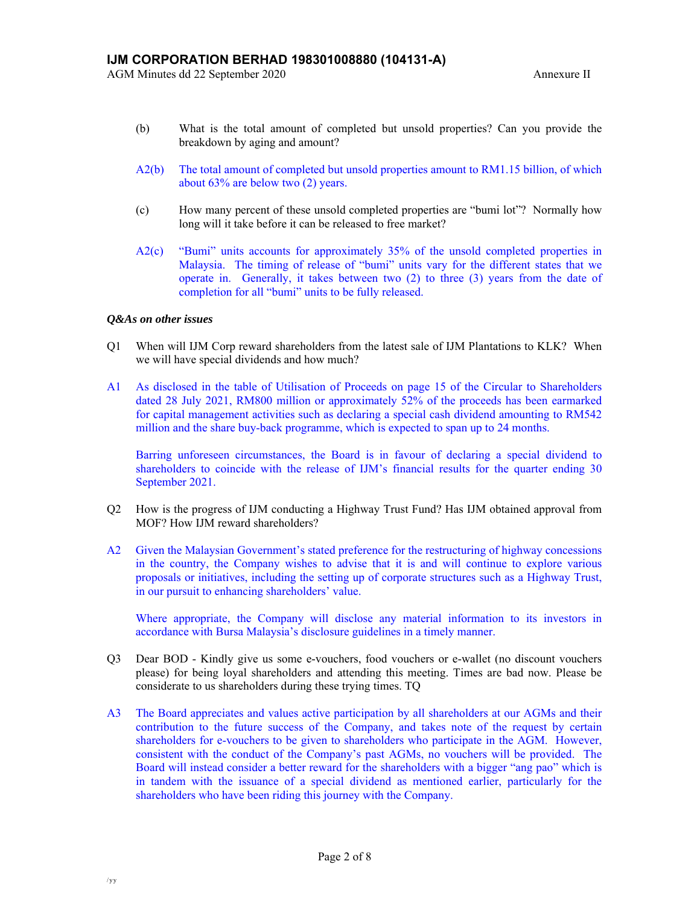(b) What is the total amount of completed but unsold properties? Can you provide the breakdown by aging and amount?

A2(b) The total amount of completed but unsold properties amount to RM1.15 billion, of which about 63% are below two (2) years.

(c) How many percent of these unsold completed properties are "bumi lot"? Normally how long will it take before it can be released to free market?

A2(c) "Bumi" units accounts for approximately 35% of the unsold completed properties in Malaysia. The timing of release of "bumi" units vary for the different states that we operate in. Generally, it takes between two (2) to three (3) years from the date of completion for all "bumi" units to be fully released.

***Q&As on other issues***

Q1 When will IJM Corp reward shareholders from the latest sale of IJM Plantations to KLK? When we will have special dividends and how much?

A1 As disclosed in the table of Utilisation of Proceeds on page 15 of the Circular to Shareholders dated 28 July 2021, RM800 million or approximately 52% of the proceeds has been earmarked for capital management activities such as declaring a special cash dividend amounting to RM542 million and the share buy-back programme, which is expected to span up to 24 months.

Barring unforeseen circumstances, the Board is in favour of declaring a special dividend to shareholders to coincide with the release of IJM's financial results for the quarter ending 30 September 2021.

Q2 How is the progress of IJM conducting a Highway Trust Fund? Has IJM obtained approval from MOF? How IJM reward shareholders?

A2 Given the Malaysian Government's stated preference for the restructuring of highway concessions in the country, the Company wishes to advise that it is and will continue to explore various proposals or initiatives, including the setting up of corporate structures such as a Highway Trust, in our pursuit to enhancing shareholders' value.

Where appropriate, the Company will disclose any material information to its investors in accordance with Bursa Malaysia's disclosure guidelines in a timely manner.

Q3 Dear BOD - Kindly give us some e-vouchers, food vouchers or e-wallet (no discount vouchers please) for being loyal shareholders and attending this meeting. Times are bad now. Please be considerate to us shareholders during these trying times. TQ

A3 The Board appreciates and values active participation by all shareholders at our AGMs and their contribution to the future success of the Company, and takes note of the request by certain shareholders for e-vouchers to be given to shareholders who participate in the AGM. However, consistent with the conduct of the Company's past AGMs, no vouchers will be provided. The Board will instead consider a better reward for the shareholders with a bigger "ang pao" which is in tandem with the issuance of a special dividend as mentioned earlier, particularly for the shareholders who have been riding this journey with the Company.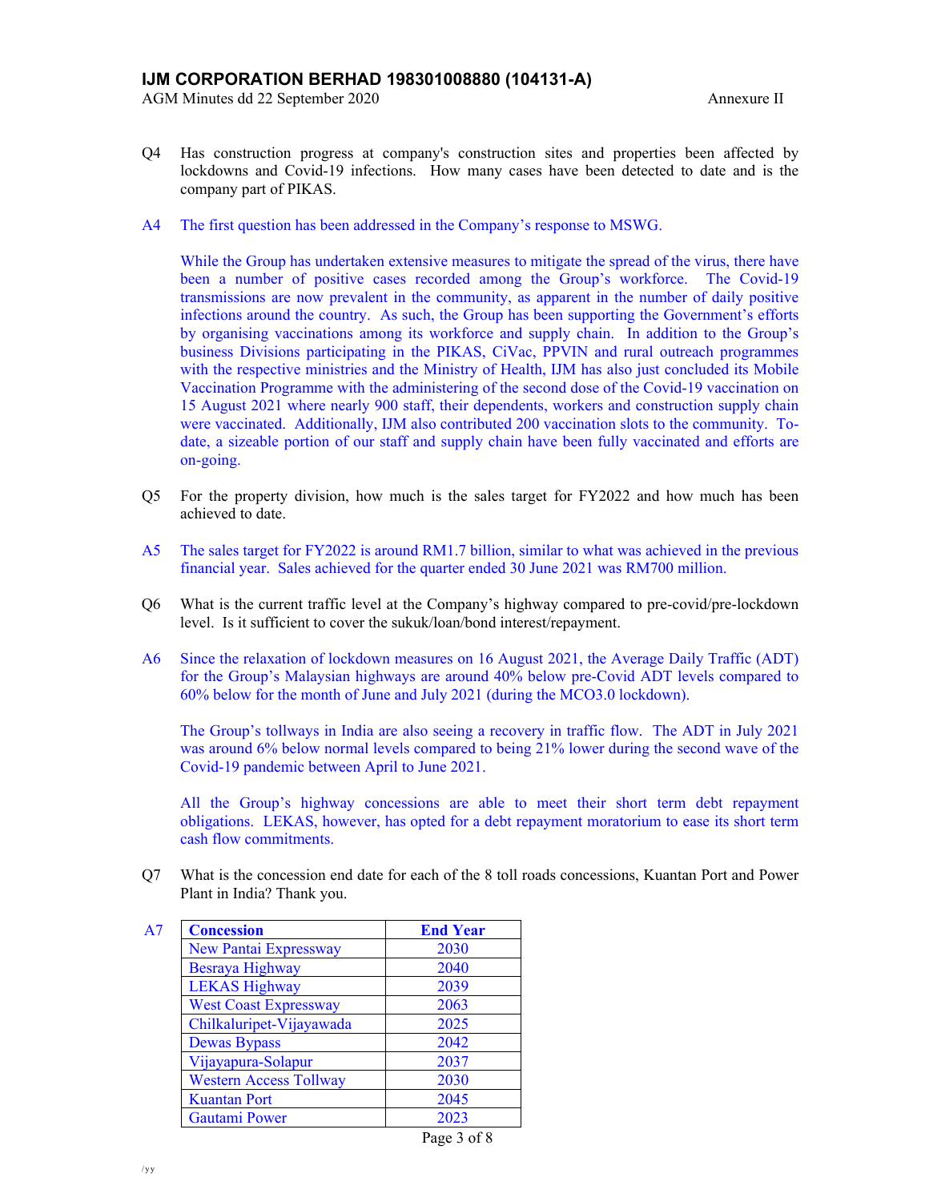Q4 Has construction progress at company's construction sites and properties been affected by lockdowns and Covid-19 infections. How many cases have been detected to date and is the company part of PIKAS.

A4 The first question has been addressed in the Company's response to MSWG.

While the Group has undertaken extensive measures to mitigate the spread of the virus, there have been a number of positive cases recorded among the Group's workforce. The Covid-19 transmissions are now prevalent in the community, as apparent in the number of daily positive infections around the country. As such, the Group has been supporting the Government's efforts by organising vaccinations among its workforce and supply chain. In addition to the Group's business Divisions participating in the PIKAS, CiVac, PPVIN and rural outreach programmes with the respective ministries and the Ministry of Health, IJM has also just concluded its Mobile Vaccination Programme with the administering of the second dose of the Covid-19 vaccination on 15 August 2021 where nearly 900 staff, their dependents, workers and construction supply chain were vaccinated. Additionally, IJM also contributed 200 vaccination slots to the community. To-date, a sizeable portion of our staff and supply chain have been fully vaccinated and efforts are on-going.

Q5 For the property division, how much is the sales target for FY2022 and how much has been achieved to date.

A5 The sales target for FY2022 is around RM1.7 billion, similar to what was achieved in the previous financial year. Sales achieved for the quarter ended 30 June 2021 was RM700 million.

Q6 What is the current traffic level at the Company's highway compared to pre-covid/pre-lockdown level. Is it sufficient to cover the sukuk/loan/bond interest/repayment.

A6 Since the relaxation of lockdown measures on 16 August 2021, the Average Daily Traffic (ADT) for the Group's Malaysian highways are around 40% below pre-Covid ADT levels compared to 60% below for the month of June and July 2021 (during the MCO3.0 lockdown).

The Group's tollways in India are also seeing a recovery in traffic flow. The ADT in July 2021 was around 6% below normal levels compared to being 21% lower during the second wave of the Covid-19 pandemic between April to June 2021.

All the Group's highway concessions are able to meet their short term debt repayment obligations. LEKAS, however, has opted for a debt repayment moratorium to ease its short term cash flow commitments.

Q7 What is the concession end date for each of the 8 toll roads concessions, Kuantan Port and Power Plant in India? Thank you.

A7

| **Concession** | **End Year** |
|---|---|
| New Pantai Expressway | 2030 |
| Besraya Highway | 2040 |
| LEKAS Highway | 2039 |
| West Coast Expressway | 2063 |
| Chilkaluripet-Vijayawada | 2025 |
| Dewas Bypass | 2042 |
| Vijayapura-Solapur | 2037 |
| Western Access Tollway | 2030 |
| Kuantan Port | 2045 |
| Gautami Power | 2023 |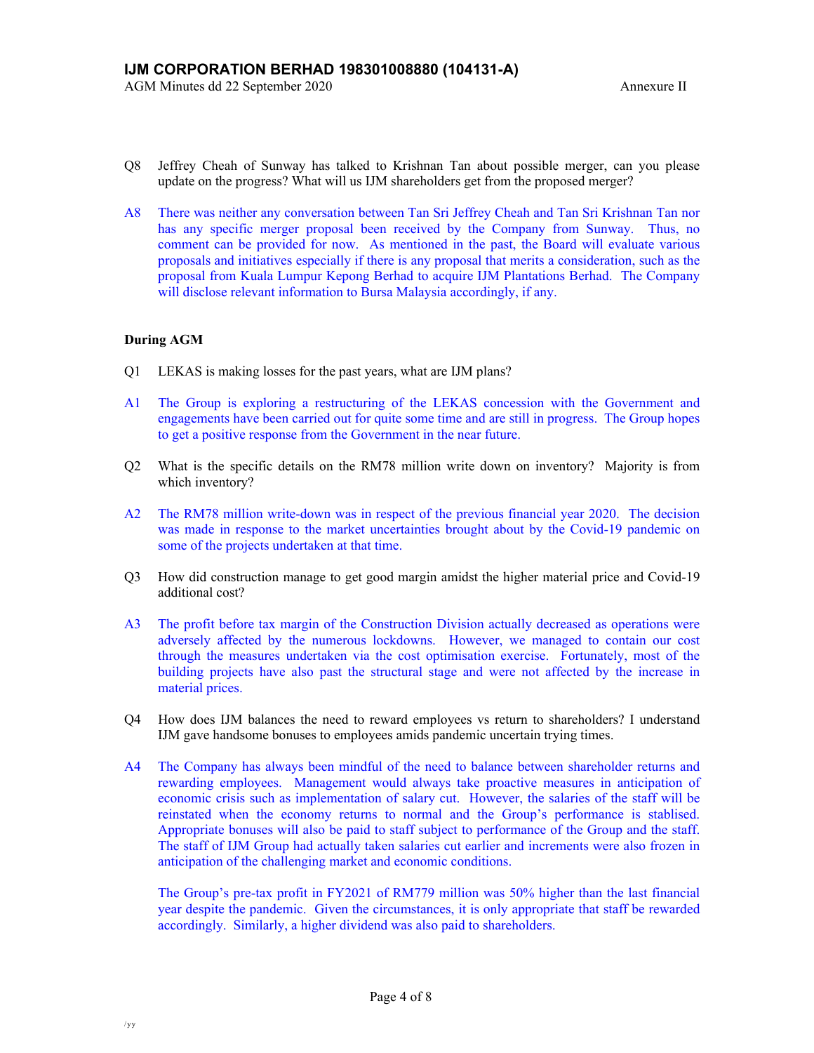Q8 Jeffrey Cheah of Sunway has talked to Krishnan Tan about possible merger, can you please update on the progress? What will us IJM shareholders get from the proposed merger?

A8 There was neither any conversation between Tan Sri Jeffrey Cheah and Tan Sri Krishnan Tan nor has any specific merger proposal been received by the Company from Sunway. Thus, no comment can be provided for now. As mentioned in the past, the Board will evaluate various proposals and initiatives especially if there is any proposal that merits a consideration, such as the proposal from Kuala Lumpur Kepong Berhad to acquire IJM Plantations Berhad. The Company will disclose relevant information to Bursa Malaysia accordingly, if any.

**During AGM**

Q1 LEKAS is making losses for the past years, what are IJM plans?

A1 The Group is exploring a restructuring of the LEKAS concession with the Government and engagements have been carried out for quite some time and are still in progress. The Group hopes to get a positive response from the Government in the near future.

Q2 What is the specific details on the RM78 million write down on inventory? Majority is from which inventory?

A2 The RM78 million write-down was in respect of the previous financial year 2020. The decision was made in response to the market uncertainties brought about by the Covid-19 pandemic on some of the projects undertaken at that time.

Q3 How did construction manage to get good margin amidst the higher material price and Covid-19 additional cost?

A3 The profit before tax margin of the Construction Division actually decreased as operations were adversely affected by the numerous lockdowns. However, we managed to contain our cost through the measures undertaken via the cost optimisation exercise. Fortunately, most of the building projects have also past the structural stage and were not affected by the increase in material prices.

Q4 How does IJM balances the need to reward employees vs return to shareholders? I understand IJM gave handsome bonuses to employees amids pandemic uncertain trying times.

A4 The Company has always been mindful of the need to balance between shareholder returns and rewarding employees. Management would always take proactive measures in anticipation of economic crisis such as implementation of salary cut. However, the salaries of the staff will be reinstated when the economy returns to normal and the Group's performance is stablised. Appropriate bonuses will also be paid to staff subject to performance of the Group and the staff. The staff of IJM Group had actually taken salaries cut earlier and increments were also frozen in anticipation of the challenging market and economic conditions.

The Group's pre-tax profit in FY2021 of RM779 million was 50% higher than the last financial year despite the pandemic. Given the circumstances, it is only appropriate that staff be rewarded accordingly. Similarly, a higher dividend was also paid to shareholders.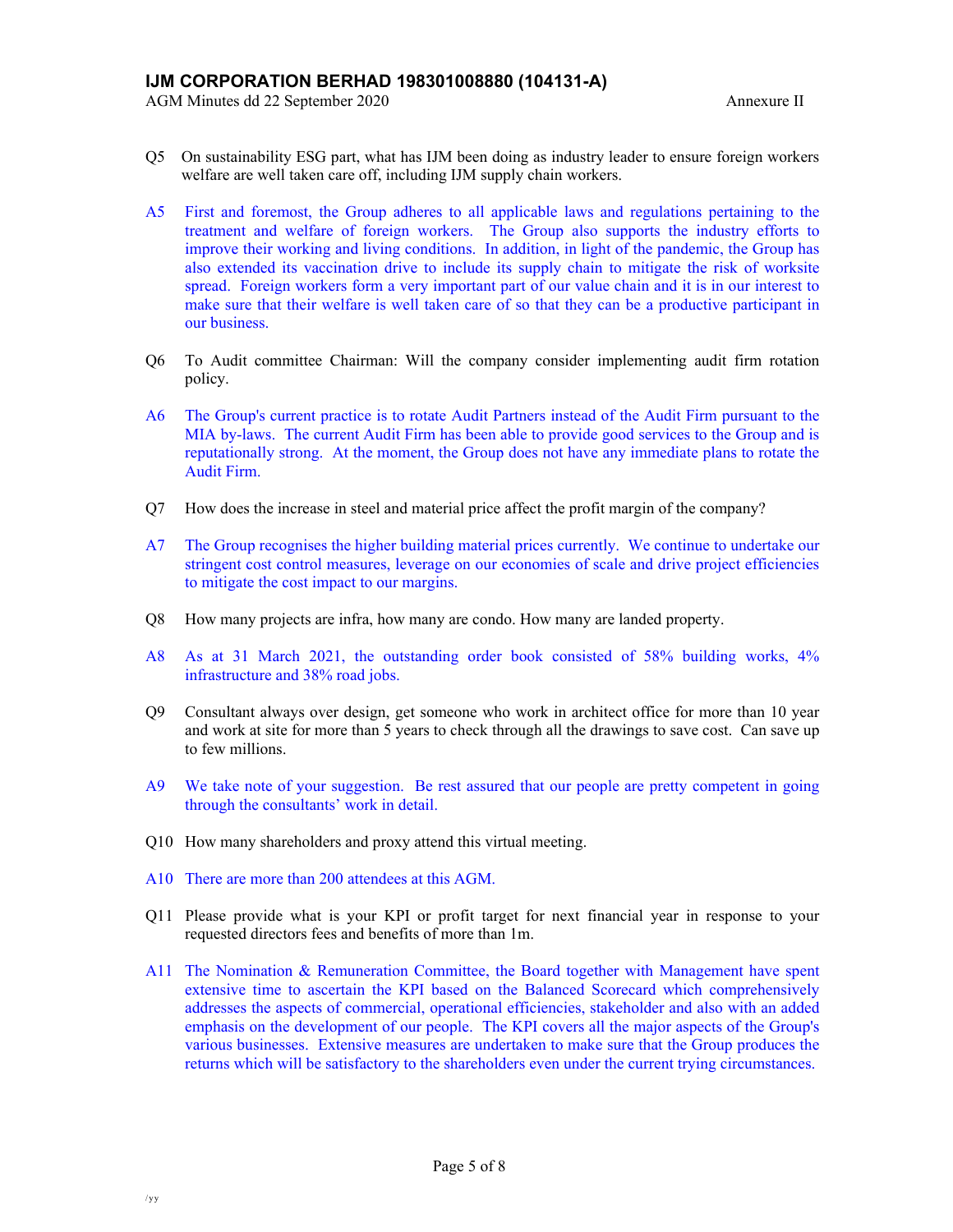Q5 On sustainability ESG part, what has IJM been doing as industry leader to ensure foreign workers welfare are well taken care off, including IJM supply chain workers.

A5 First and foremost, the Group adheres to all applicable laws and regulations pertaining to the treatment and welfare of foreign workers. The Group also supports the industry efforts to improve their working and living conditions. In addition, in light of the pandemic, the Group has also extended its vaccination drive to include its supply chain to mitigate the risk of worksite spread. Foreign workers form a very important part of our value chain and it is in our interest to make sure that their welfare is well taken care of so that they can be a productive participant in our business.

Q6 To Audit committee Chairman: Will the company consider implementing audit firm rotation policy.

A6 The Group's current practice is to rotate Audit Partners instead of the Audit Firm pursuant to the MIA by-laws. The current Audit Firm has been able to provide good services to the Group and is reputationally strong. At the moment, the Group does not have any immediate plans to rotate the Audit Firm.

Q7 How does the increase in steel and material price affect the profit margin of the company?

A7 The Group recognises the higher building material prices currently. We continue to undertake our stringent cost control measures, leverage on our economies of scale and drive project efficiencies to mitigate the cost impact to our margins.

Q8 How many projects are infra, how many are condo. How many are landed property.

A8 As at 31 March 2021, the outstanding order book consisted of 58% building works, 4% infrastructure and 38% road jobs.

Q9 Consultant always over design, get someone who work in architect office for more than 10 year and work at site for more than 5 years to check through all the drawings to save cost. Can save up to few millions.

A9 We take note of your suggestion. Be rest assured that our people are pretty competent in going through the consultants' work in detail.

Q10 How many shareholders and proxy attend this virtual meeting.

A10 There are more than 200 attendees at this AGM.

Q11 Please provide what is your KPI or profit target for next financial year in response to your requested directors fees and benefits of more than 1m.

A11 The Nomination & Remuneration Committee, the Board together with Management have spent extensive time to ascertain the KPI based on the Balanced Scorecard which comprehensively addresses the aspects of commercial, operational efficiencies, stakeholder and also with an added emphasis on the development of our people. The KPI covers all the major aspects of the Group's various businesses. Extensive measures are undertaken to make sure that the Group produces the returns which will be satisfactory to the shareholders even under the current trying circumstances.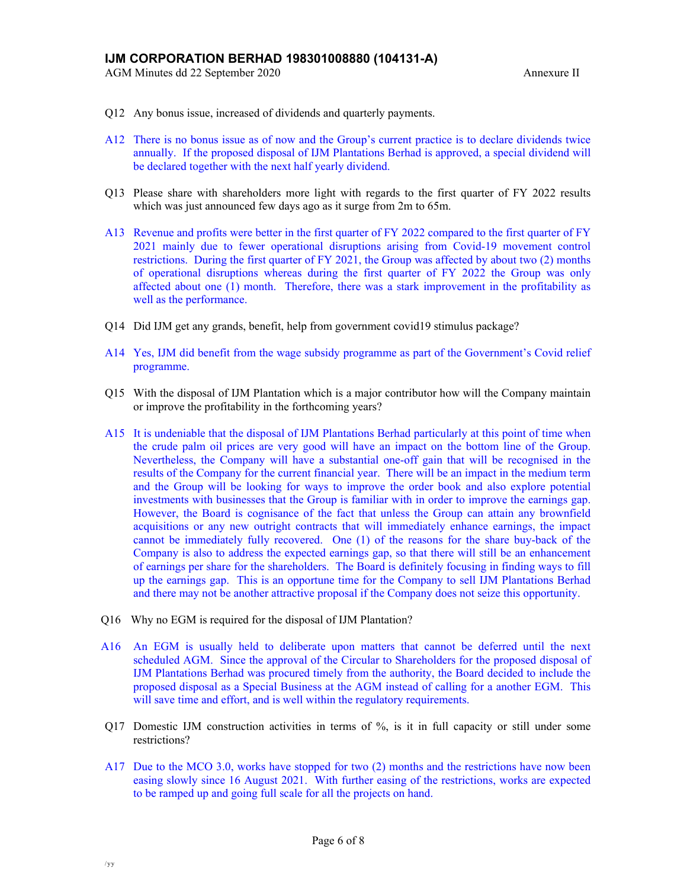Q12 Any bonus issue, increased of dividends and quarterly payments.

A12 There is no bonus issue as of now and the Group's current practice is to declare dividends twice annually. If the proposed disposal of IJM Plantations Berhad is approved, a special dividend will be declared together with the next half yearly dividend.

Q13 Please share with shareholders more light with regards to the first quarter of FY 2022 results which was just announced few days ago as it surge from 2m to 65m.

A13 Revenue and profits were better in the first quarter of FY 2022 compared to the first quarter of FY 2021 mainly due to fewer operational disruptions arising from Covid-19 movement control restrictions. During the first quarter of FY 2021, the Group was affected by about two (2) months of operational disruptions whereas during the first quarter of FY 2022 the Group was only affected about one (1) month. Therefore, there was a stark improvement in the profitability as well as the performance.

Q14 Did IJM get any grands, benefit, help from government covid19 stimulus package?

A14 Yes, IJM did benefit from the wage subsidy programme as part of the Government's Covid relief programme.

Q15 With the disposal of IJM Plantation which is a major contributor how will the Company maintain or improve the profitability in the forthcoming years?

A15 It is undeniable that the disposal of IJM Plantations Berhad particularly at this point of time when the crude palm oil prices are very good will have an impact on the bottom line of the Group. Nevertheless, the Company will have a substantial one-off gain that will be recognised in the results of the Company for the current financial year. There will be an impact in the medium term and the Group will be looking for ways to improve the order book and also explore potential investments with businesses that the Group is familiar with in order to improve the earnings gap. However, the Board is cognisance of the fact that unless the Group can attain any brownfield acquisitions or any new outright contracts that will immediately enhance earnings, the impact cannot be immediately fully recovered. One (1) of the reasons for the share buy-back of the Company is also to address the expected earnings gap, so that there will still be an enhancement of earnings per share for the shareholders. The Board is definitely focusing in finding ways to fill up the earnings gap. This is an opportune time for the Company to sell IJM Plantations Berhad and there may not be another attractive proposal if the Company does not seize this opportunity.

Q16 Why no EGM is required for the disposal of IJM Plantation?

A16 An EGM is usually held to deliberate upon matters that cannot be deferred until the next scheduled AGM. Since the approval of the Circular to Shareholders for the proposed disposal of IJM Plantations Berhad was procured timely from the authority, the Board decided to include the proposed disposal as a Special Business at the AGM instead of calling for a another EGM. This will save time and effort, and is well within the regulatory requirements.

Q17 Domestic IJM construction activities in terms of %, is it in full capacity or still under some restrictions?

A17 Due to the MCO 3.0, works have stopped for two (2) months and the restrictions have now been easing slowly since 16 August 2021. With further easing of the restrictions, works are expected to be ramped up and going full scale for all the projects on hand.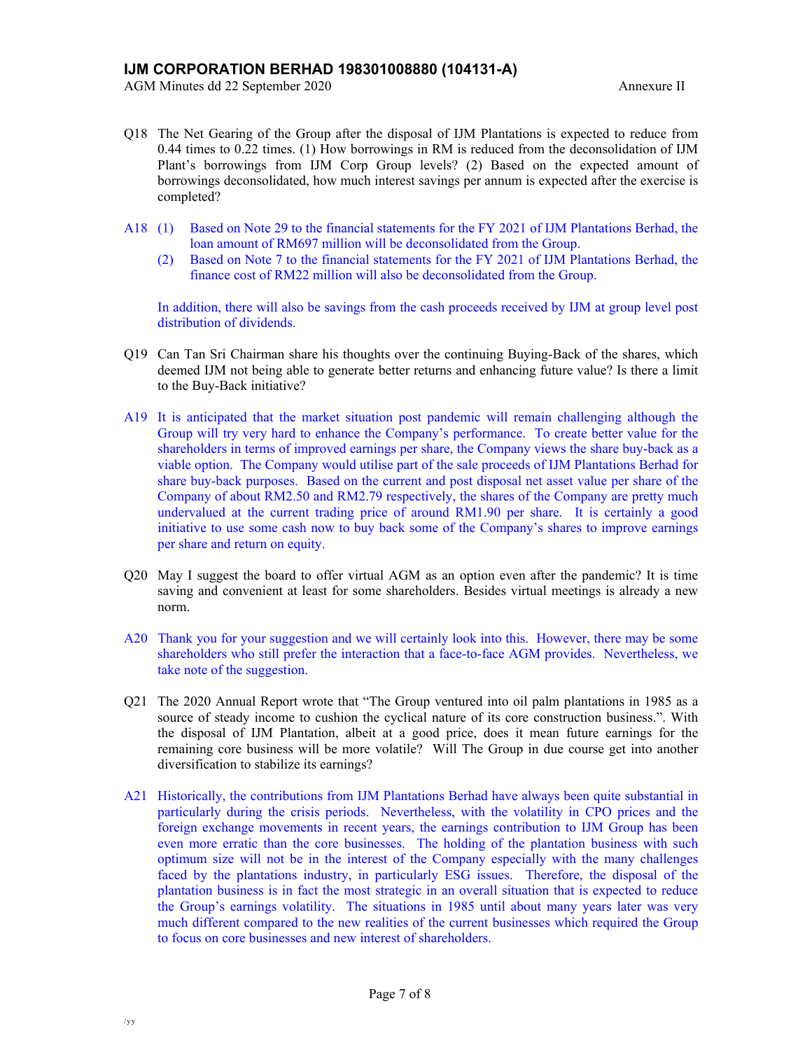Q18 The Net Gearing of the Group after the disposal of IJM Plantations is expected to reduce from 0.44 times to 0.22 times. (1) How borrowings in RM is reduced from the deconsolidation of IJM Plant's borrowings from IJM Corp Group levels? (2) Based on the expected amount of borrowings deconsolidated, how much interest savings per annum is expected after the exercise is completed?

A18 (1) Based on Note 29 to the financial statements for the FY 2021 of IJM Plantations Berhad, the loan amount of RM697 million will be deconsolidated from the Group.

(2) Based on Note 7 to the financial statements for the FY 2021 of IJM Plantations Berhad, the finance cost of RM22 million will also be deconsolidated from the Group.

In addition, there will also be savings from the cash proceeds received by IJM at group level post distribution of dividends.

Q19 Can Tan Sri Chairman share his thoughts over the continuing Buying-Back of the shares, which deemed IJM not being able to generate better returns and enhancing future value? Is there a limit to the Buy-Back initiative?

A19 It is anticipated that the market situation post pandemic will remain challenging although the Group will try very hard to enhance the Company's performance. To create better value for the shareholders in terms of improved earnings per share, the Company views the share buy-back as a viable option. The Company would utilise part of the sale proceeds of IJM Plantations Berhad for share buy-back purposes. Based on the current and post disposal net asset value per share of the Company of about RM2.50 and RM2.79 respectively, the shares of the Company are pretty much undervalued at the current trading price of around RM1.90 per share. It is certainly a good initiative to use some cash now to buy back some of the Company's shares to improve earnings per share and return on equity.

Q20 May I suggest the board to offer virtual AGM as an option even after the pandemic? It is time saving and convenient at least for some shareholders. Besides virtual meetings is already a new norm.

A20 Thank you for your suggestion and we will certainly look into this. However, there may be some shareholders who still prefer the interaction that a face-to-face AGM provides. Nevertheless, we take note of the suggestion.

Q21 The 2020 Annual Report wrote that "The Group ventured into oil palm plantations in 1985 as a source of steady income to cushion the cyclical nature of its core construction business.". With the disposal of IJM Plantation, albeit at a good price, does it mean future earnings for the remaining core business will be more volatile? Will The Group in due course get into another diversification to stabilize its earnings?

A21 Historically, the contributions from IJM Plantations Berhad have always been quite substantial in particularly during the crisis periods. Nevertheless, with the volatility in CPO prices and the foreign exchange movements in recent years, the earnings contribution to IJM Group has been even more erratic than the core businesses. The holding of the plantation business with such optimum size will not be in the interest of the Company especially with the many challenges faced by the plantations industry, in particularly ESG issues. Therefore, the disposal of the plantation business is in fact the most strategic in an overall situation that is expected to reduce the Group's earnings volatility. The situations in 1985 until about many years later was very much different compared to the new realities of the current businesses which required the Group to focus on core businesses and new interest of shareholders.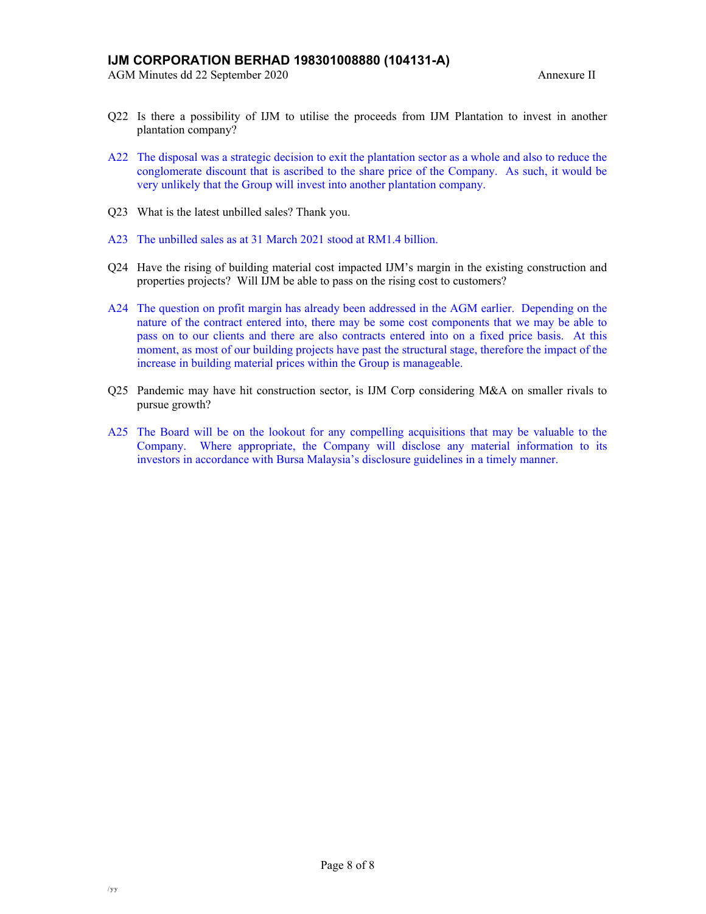Q22 Is there a possibility of IJM to utilise the proceeds from IJM Plantation to invest in another plantation company?

A22 The disposal was a strategic decision to exit the plantation sector as a whole and also to reduce the conglomerate discount that is ascribed to the share price of the Company. As such, it would be very unlikely that the Group will invest into another plantation company.

Q23 What is the latest unbilled sales? Thank you.

A23 The unbilled sales as at 31 March 2021 stood at RM1.4 billion.

Q24 Have the rising of building material cost impacted IJM's margin in the existing construction and properties projects? Will IJM be able to pass on the rising cost to customers?

A24 The question on profit margin has already been addressed in the AGM earlier. Depending on the nature of the contract entered into, there may be some cost components that we may be able to pass on to our clients and there are also contracts entered into on a fixed price basis. At this moment, as most of our building projects have past the structural stage, therefore the impact of the increase in building material prices within the Group is manageable.

Q25 Pandemic may have hit construction sector, is IJM Corp considering M&A on smaller rivals to pursue growth?

A25 The Board will be on the lookout for any compelling acquisitions that may be valuable to the Company. Where appropriate, the Company will disclose any material information to its investors in accordance with Bursa Malaysia's disclosure guidelines in a timely manner.

/yy